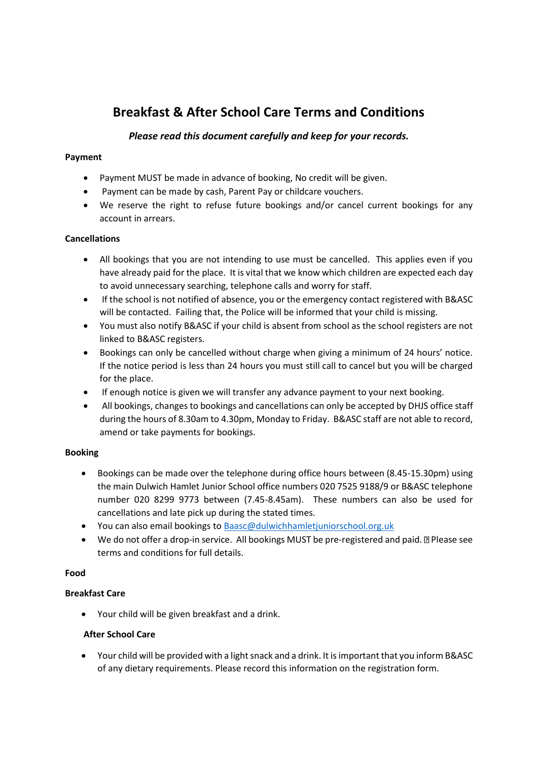# Breakfast & After School Care Terms and Conditions

***Please read this document carefully and keep for your records.***

**Payment**

- Payment MUST be made in advance of booking, No credit will be given.
- Payment can be made by cash, Parent Pay or childcare vouchers.
- We reserve the right to refuse future bookings and/or cancel current bookings for any account in arrears.

**Cancellations**

- All bookings that you are not intending to use must be cancelled. This applies even if you have already paid for the place. It is vital that we know which children are expected each day to avoid unnecessary searching, telephone calls and worry for staff.
- If the school is not notified of absence, you or the emergency contact registered with B&ASC will be contacted. Failing that, the Police will be informed that your child is missing.
- You must also notify B&ASC if your child is absent from school as the school registers are not linked to B&ASC registers.
- Bookings can only be cancelled without charge when giving a minimum of 24 hours' notice. If the notice period is less than 24 hours you must still call to cancel but you will be charged for the place.
- If enough notice is given we will transfer any advance payment to your next booking.
- All bookings, changes to bookings and cancellations can only be accepted by DHJS office staff during the hours of 8.30am to 4.30pm, Monday to Friday. B&ASC staff are not able to record, amend or take payments for bookings.

**Booking**

- Bookings can be made over the telephone during office hours between (8.45-15.30pm) using the main Dulwich Hamlet Junior School office numbers 020 7525 9188/9 or B&ASC telephone number 020 8299 9773 between (7.45-8.45am). These numbers can also be used for cancellations and late pick up during the stated times.
- You can also email bookings to Baasc@dulwichhamletjuniorschool.org.uk
- We do not offer a drop-in service. All bookings MUST be pre-registered and paid. Please see terms and conditions for full details.

**Food**

**Breakfast Care**

- Your child will be given breakfast and a drink.

**After School Care**

- Your child will be provided with a light snack and a drink. It is important that you inform B&ASC of any dietary requirements. Please record this information on the registration form.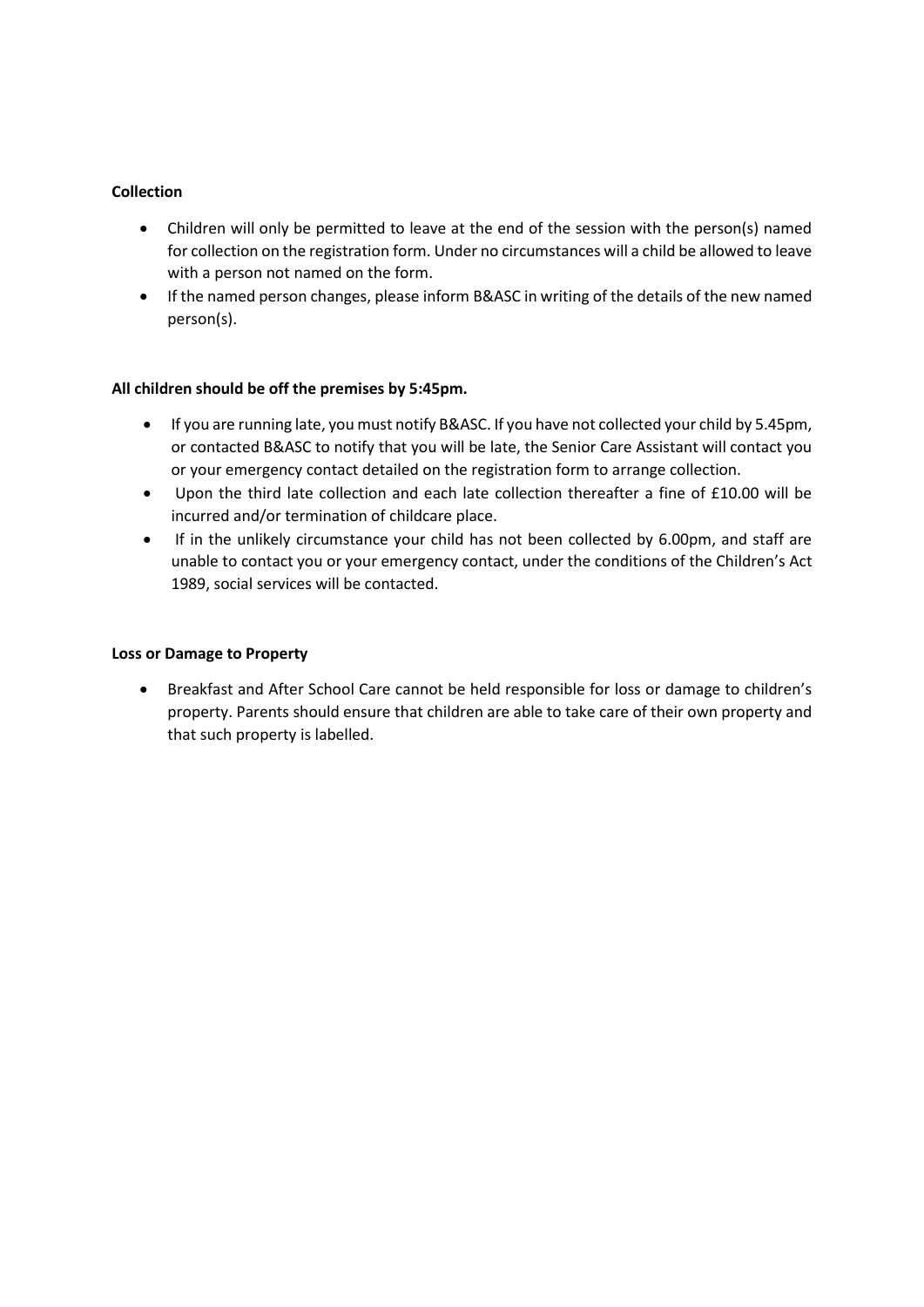**Collection**

- Children will only be permitted to leave at the end of the session with the person(s) named for collection on the registration form. Under no circumstances will a child be allowed to leave with a person not named on the form.
- If the named person changes, please inform B&ASC in writing of the details of the new named person(s).

**All children should be off the premises by 5:45pm.**

- If you are running late, you must notify B&ASC. If you have not collected your child by 5.45pm, or contacted B&ASC to notify that you will be late, the Senior Care Assistant will contact you or your emergency contact detailed on the registration form to arrange collection.
- Upon the third late collection and each late collection thereafter a fine of £10.00 will be incurred and/or termination of childcare place.
- If in the unlikely circumstance your child has not been collected by 6.00pm, and staff are unable to contact you or your emergency contact, under the conditions of the Children's Act 1989, social services will be contacted.

**Loss or Damage to Property**

- Breakfast and After School Care cannot be held responsible for loss or damage to children's property. Parents should ensure that children are able to take care of their own property and that such property is labelled.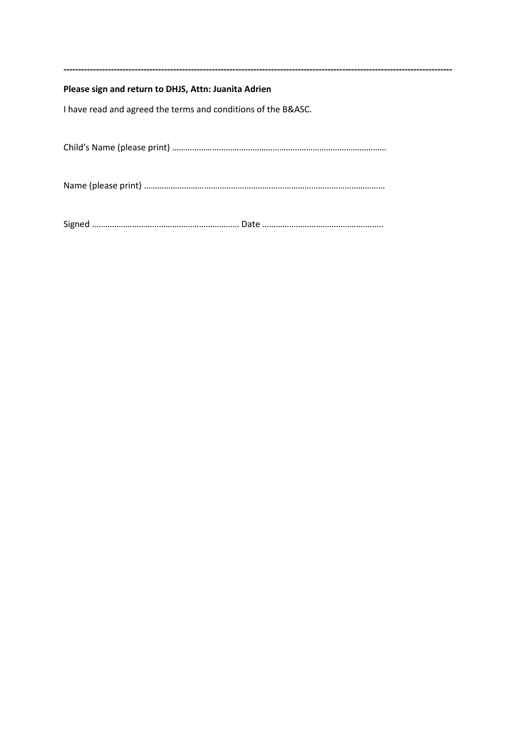---

**Please sign and return to DHJS, Attn: Juanita Adrien**

I have read and agreed the terms and conditions of the B&ASC.

Child's Name (please print) ………………………………………………………………………………

Name (please print) …………………………………………………………………………………………

Signed ………………………………………………………… Date ………………………………………….….